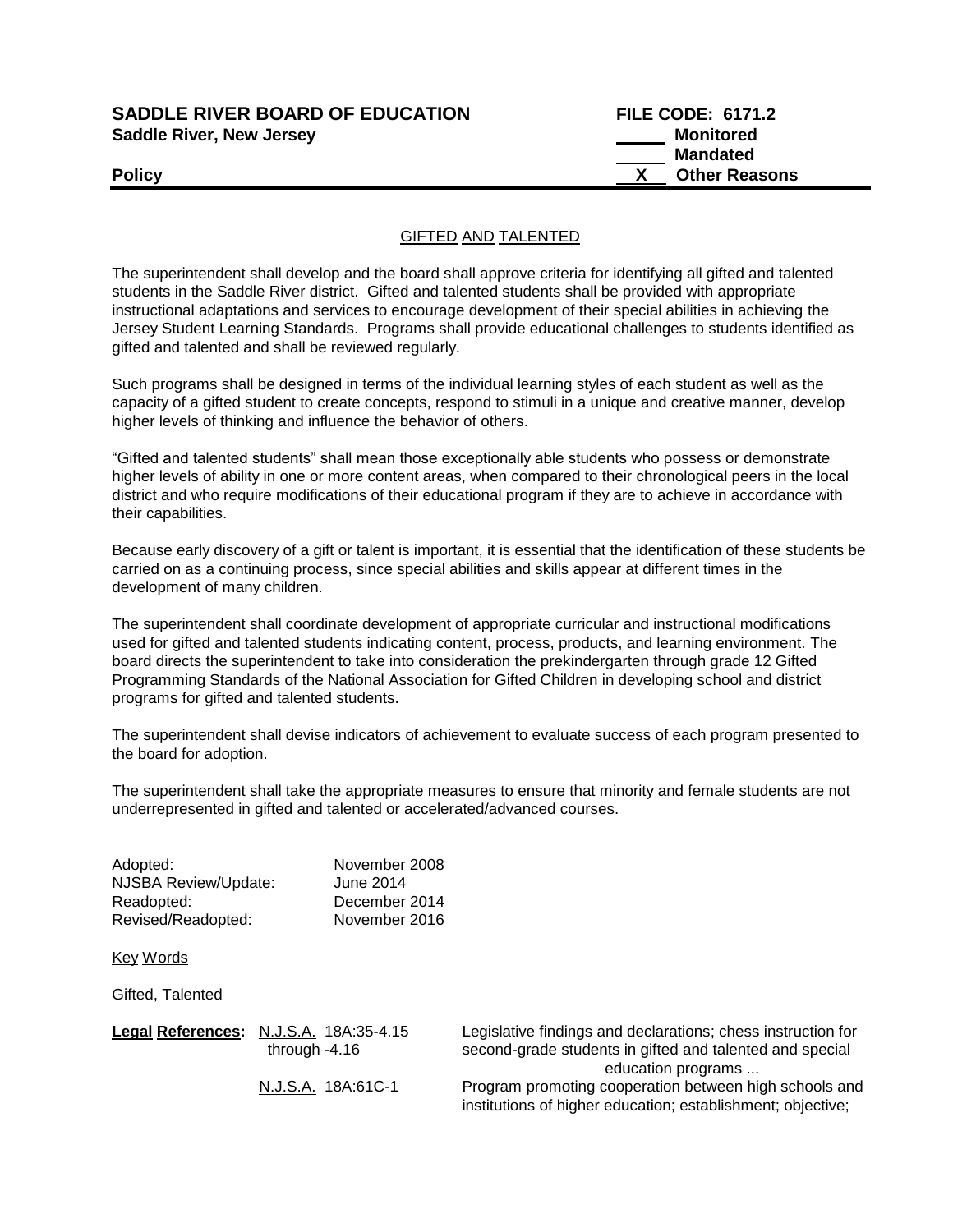**SADDLE RIVER BOARD OF EDUCATION** **FILE CODE: 6171.2**
**Saddle River, New Jersey**

_____ **Monitored**
_____ **Mandated**
**Policy** __X__ **Other Reasons**

## GIFTED AND TALENTED

The superintendent shall develop and the board shall approve criteria for identifying all gifted and talented students in the Saddle River district. Gifted and talented students shall be provided with appropriate instructional adaptations and services to encourage development of their special abilities in achieving the Jersey Student Learning Standards. Programs shall provide educational challenges to students identified as gifted and talented and shall be reviewed regularly.

Such programs shall be designed in terms of the individual learning styles of each student as well as the capacity of a gifted student to create concepts, respond to stimuli in a unique and creative manner, develop higher levels of thinking and influence the behavior of others.

"Gifted and talented students" shall mean those exceptionally able students who possess or demonstrate higher levels of ability in one or more content areas, when compared to their chronological peers in the local district and who require modifications of their educational program if they are to achieve in accordance with their capabilities.

Because early discovery of a gift or talent is important, it is essential that the identification of these students be carried on as a continuing process, since special abilities and skills appear at different times in the development of many children.

The superintendent shall coordinate development of appropriate curricular and instructional modifications used for gifted and talented students indicating content, process, products, and learning environment. The board directs the superintendent to take into consideration the prekindergarten through grade 12 Gifted Programming Standards of the National Association for Gifted Children in developing school and district programs for gifted and talented students.

The superintendent shall devise indicators of achievement to evaluate success of each program presented to the board for adoption.

The superintendent shall take the appropriate measures to ensure that minority and female students are not underrepresented in gifted and talented or accelerated/advanced courses.

| | |
|---|---|
| Adopted: | November 2008 |
| NJSBA Review/Update: | June 2014 |
| Readopted: | December 2014 |
| Revised/Readopted: | November 2016 |

Key Words

Gifted, Talented

| **Legal References:** | | |
|---|---|---|
| | N.J.S.A. 18A:35-4.15 through -4.16 | Legislative findings and declarations; chess instruction for second-grade students in gifted and talented and special education programs ... |
| | N.J.S.A. 18A:61C-1 | Program promoting cooperation between high schools and institutions of higher education; establishment; objective; |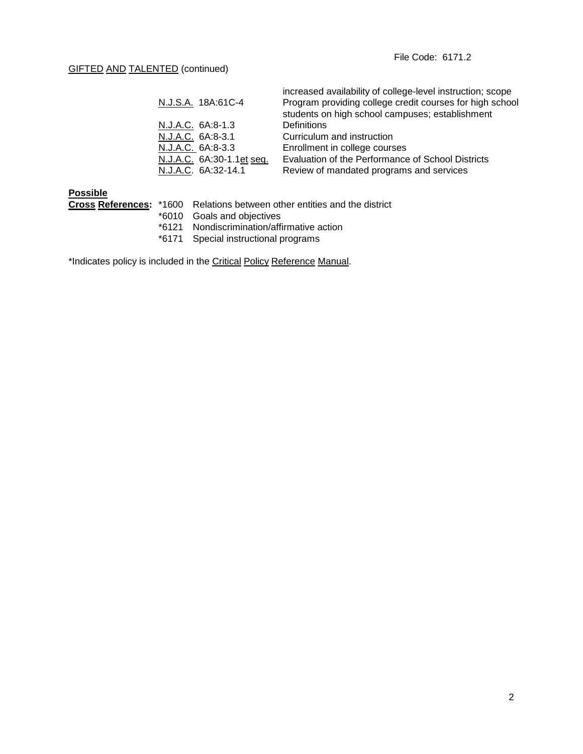File Code: 6171.2

GIFTED AND TALENTED (continued)

| | |
|---|---|
| | increased availability of college-level instruction; scope |
| N.J.S.A. 18A:61C-4 | Program providing college credit courses for high school students on high school campuses; establishment |
| N.J.A.C. 6A:8-1.3 | Definitions |
| N.J.A.C. 6A:8-3.1 | Curriculum and instruction |
| N.J.A.C. 6A:8-3.3 | Enrollment in college courses |
| N.J.A.C. 6A:30-1.1 et seq. | Evaluation of the Performance of School Districts |
| N.J.A.C. 6A:32-14.1 | Review of mandated programs and services |

**Possible Cross References:**

*1600 Relations between other entities and the district
*6010 Goals and objectives
*6121 Nondiscrimination/affirmative action
*6171 Special instructional programs

*Indicates policy is included in the Critical Policy Reference Manual.